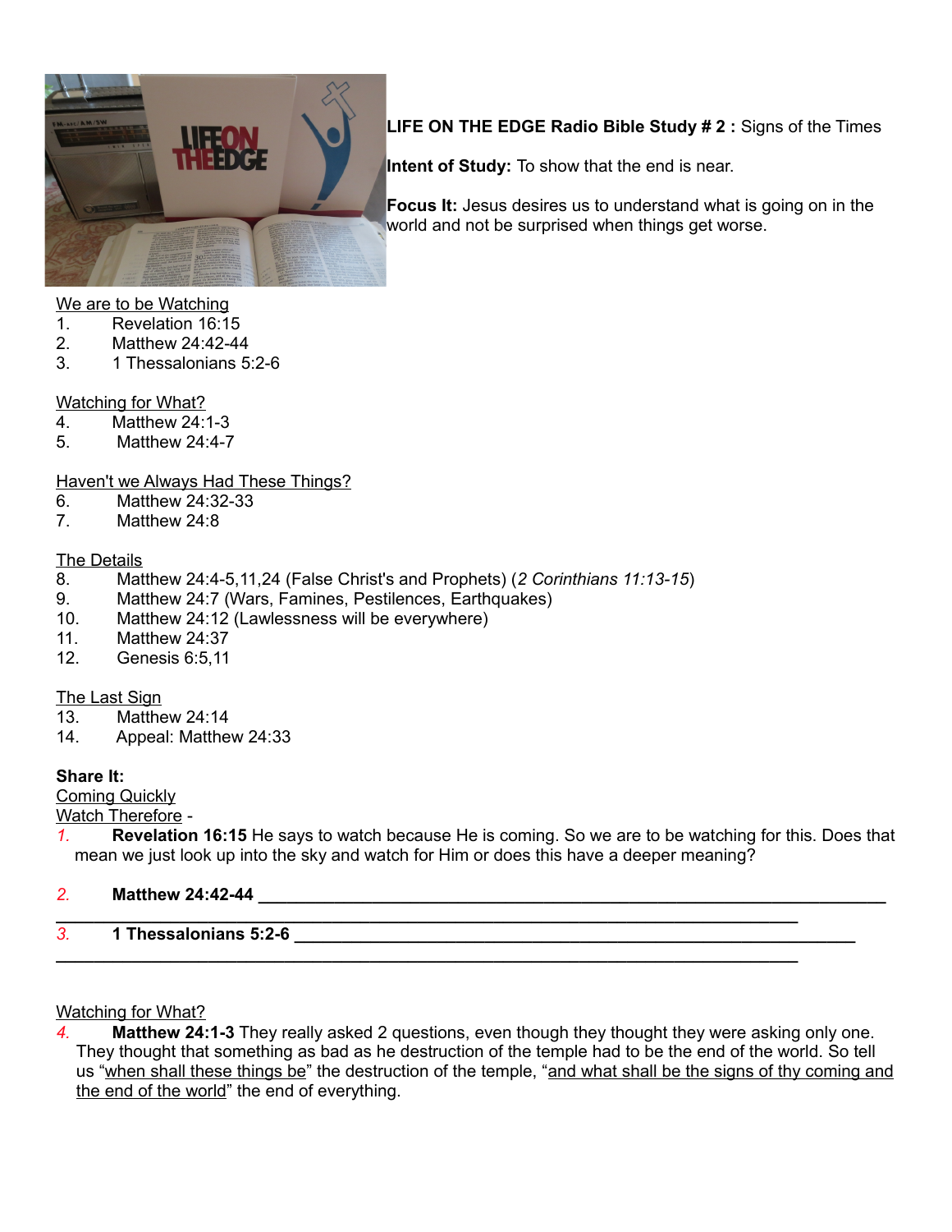**LIFE ON THE EDGE Radio Bible Study # 2 :** Signs of the Times

**Intent of Study:** To show that the end is near.

**Focus It:** Jesus desires us to understand what is going on in the world and not be surprised when things get worse.

<u>We are to be Watching</u>

1. Revelation 16:15
2. Matthew 24:42-44
3. 1 Thessalonians 5:2-6

<u>Watching for What?</u>

4. Matthew 24:1-3
5. Matthew 24:4-7

<u>Haven't we Always Had These Things?</u>

6. Matthew 24:32-33
7. Matthew 24:8

<u>The Details</u>

8. Matthew 24:4-5,11,24 (False Christ's and Prophets) (*2 Corinthians 11:13-15*)
9. Matthew 24:7 (Wars, Famines, Pestilences, Earthquakes)
10. Matthew 24:12 (Lawlessness will be everywhere)
11. Matthew 24:37
12. Genesis 6:5,11

<u>The Last Sign</u>

13. Matthew 24:14
14. Appeal: Matthew 24:33

**Share It:**

<u>Coming Quickly</u>

<u>Watch Therefore</u> -

1. **Revelation 16:15** He says to watch because He is coming. So we are to be watching for this. Does that mean we just look up into the sky and watch for Him or does this have a deeper meaning?

2. **Matthew 24:42-44** ________________________________________________________________
________________________________________________________________

3. **1 Thessalonians 5:2-6** ________________________________________________________________
________________________________________________________________

<u>Watching for What?</u>

4. **Matthew 24:1-3** They really asked 2 questions, even though they thought they were asking only one. They thought that something as bad as he destruction of the temple had to be the end of the world. So tell us "<u>when shall these things be</u>" the destruction of the temple, "<u>and what shall be the signs of thy coming and the end of the world</u>" the end of everything.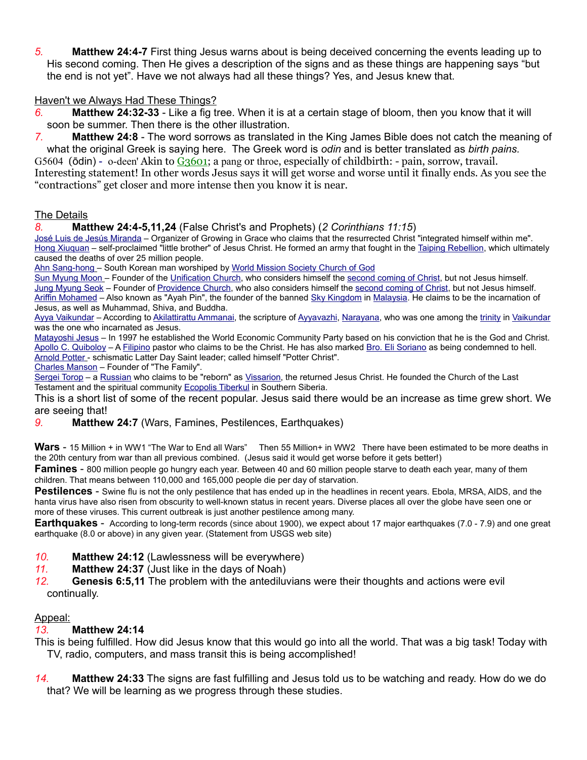5. **Matthew 24:4-7** First thing Jesus warns about is being deceived concerning the events leading up to His second coming. Then He gives a description of the signs and as these things are happening says "but the end is not yet". Have we not always had all these things? Yes, and Jesus knew that.

Haven't we Always Had These Things?

6. **Matthew 24:32-33** - Like a fig tree. When it is at a certain stage of bloom, then you know that it will soon be summer. Then there is the other illustration.

7. **Matthew 24:8** - The word sorrows as translated in the King James Bible does not catch the meaning of what the original Greek is saying here. The Greek word is *odin* and is better translated as *birth pains.*

G5604 (ōdin) - o-deen' Akin to G3601; a pang or throe, especially of childbirth: - pain, sorrow, travail.
Interesting statement! In other words Jesus says it will get worse and worse until it finally ends. As you see the "contractions" get closer and more intense then you know it is near.

The Details

8. **Matthew 24:4-5,11,24** (False Christ's and Prophets) (*2 Corinthians 11:15*)

José Luis de Jesús Miranda – Organizer of Growing in Grace who claims that the resurrected Christ "integrated himself within me".
Hong Xiuquan – self-proclaimed "little brother" of Jesus Christ. He formed an army that fought in the Taiping Rebellion, which ultimately caused the deaths of over 25 million people.
Ahn Sang-hong – South Korean man worshiped by World Mission Society Church of God
Sun Myung Moon – Founder of the Unification Church, who considers himself the second coming of Christ, but not Jesus himself.
Jung Myung Seok – Founder of Providence Church, who also considers himself the second coming of Christ, but not Jesus himself.
Ariffin Mohamed – Also known as "Ayah Pin", the founder of the banned Sky Kingdom in Malaysia. He claims to be the incarnation of Jesus, as well as Muhammad, Shiva, and Buddha.
Ayya Vaikundar – According to Akilattirattu Ammanai, the scripture of Ayyavazhi, Narayana, who was one among the trinity in Vaikundar was the one who incarnated as Jesus.
Matayoshi Jesus – In 1997 he established the World Economic Community Party based on his conviction that he is the God and Christ.
Apollo C. Quiboloy – A Filipino pastor who claims to be the Christ. He has also marked Bro. Eli Soriano as being condemned to hell.
Arnold Potter - schismatic Latter Day Saint leader; called himself "Potter Christ".
Charles Manson – Founder of "The Family".
Sergei Torop – a Russian who claims to be "reborn" as Vissarion, the returned Jesus Christ. He founded the Church of the Last Testament and the spiritual community Ecopolis Tiberkul in Southern Siberia.

This is a short list of some of the recent popular. Jesus said there would be an increase as time grew short. We are seeing that!

9. **Matthew 24:7** (Wars, Famines, Pestilences, Earthquakes)

**Wars** - 15 Million + in WW1 "The War to End all Wars" Then 55 Million+ in WW2 There have been estimated to be more deaths in the 20th century from war than all previous combined. (Jesus said it would get worse before it gets better!)

**Famines** - 800 million people go hungry each year. Between 40 and 60 million people starve to death each year, many of them children. That means between 110,000 and 165,000 people die per day of starvation.

**Pestilences** - Swine flu is not the only pestilence that has ended up in the headlines in recent years. Ebola, MRSA, AIDS, and the hanta virus have also risen from obscurity to well-known status in recent years. Diverse places all over the globe have seen one or more of these viruses. This current outbreak is just another pestilence among many.

**Earthquakes** - According to long-term records (since about 1900), we expect about 17 major earthquakes (7.0 - 7.9) and one great earthquake (8.0 or above) in any given year. (Statement from USGS web site)

10. **Matthew 24:12** (Lawlessness will be everywhere)

11. **Matthew 24:37** (Just like in the days of Noah)

12. **Genesis 6:5,11** The problem with the antediluvians were their thoughts and actions were evil continually.

Appeal:

13. **Matthew 24:14**

This is being fulfilled. How did Jesus know that this would go into all the world. That was a big task! Today with TV, radio, computers, and mass transit this is being accomplished!

14. **Matthew 24:33** The signs are fast fulfilling and Jesus told us to be watching and ready. How do we do that? We will be learning as we progress through these studies.